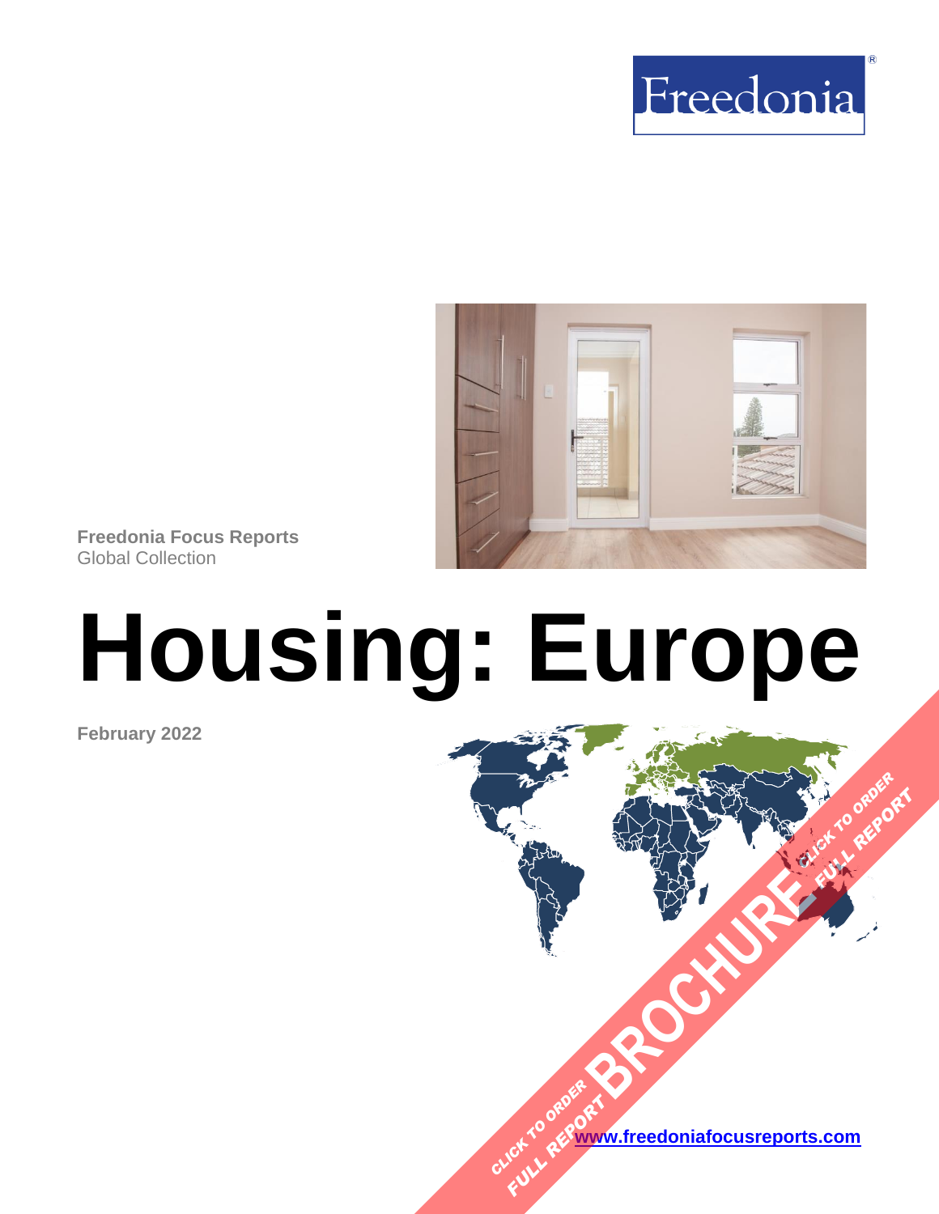Freedonia

**Freedonia Focus Reports**
Global Collection

# Housing: Europe

**February 2022**

CLICK TO ORDER FULL REPORT BROCHURE CLICK TO ORDER FULL REPORT

**www.freedoniafocusreports.com**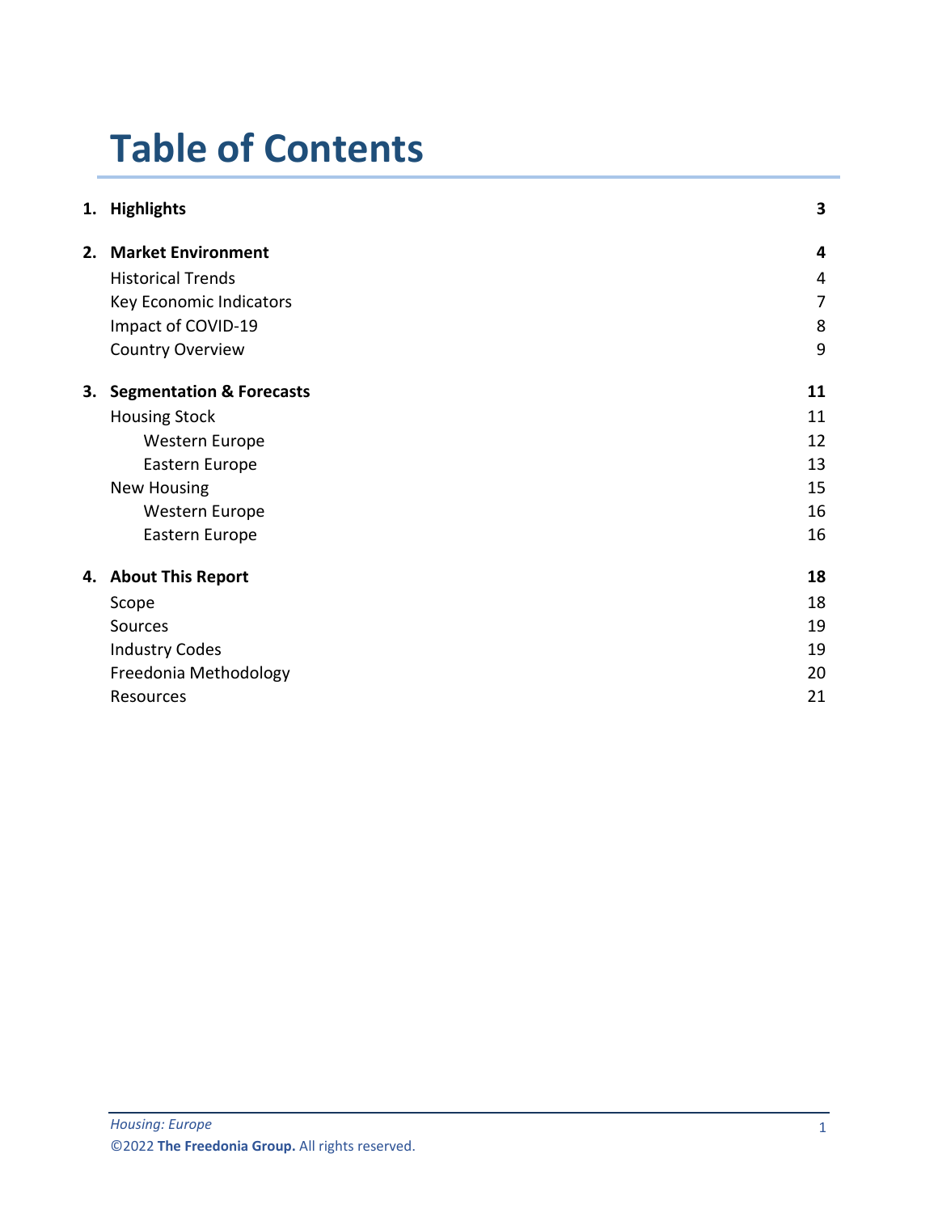# Table of Contents

| | | |
|---|---|---|
| **1.** | **Highlights** | **3** |
| **2.** | **Market Environment** | **4** |
| | Historical Trends | 4 |
| | Key Economic Indicators | 7 |
| | Impact of COVID-19 | 8 |
| | Country Overview | 9 |
| **3.** | **Segmentation & Forecasts** | **11** |
| | Housing Stock | 11 |
| | Western Europe | 12 |
| | Eastern Europe | 13 |
| | New Housing | 15 |
| | Western Europe | 16 |
| | Eastern Europe | 16 |
| **4.** | **About This Report** | **18** |
| | Scope | 18 |
| | Sources | 19 |
| | Industry Codes | 19 |
| | Freedonia Methodology | 20 |
| | Resources | 21 |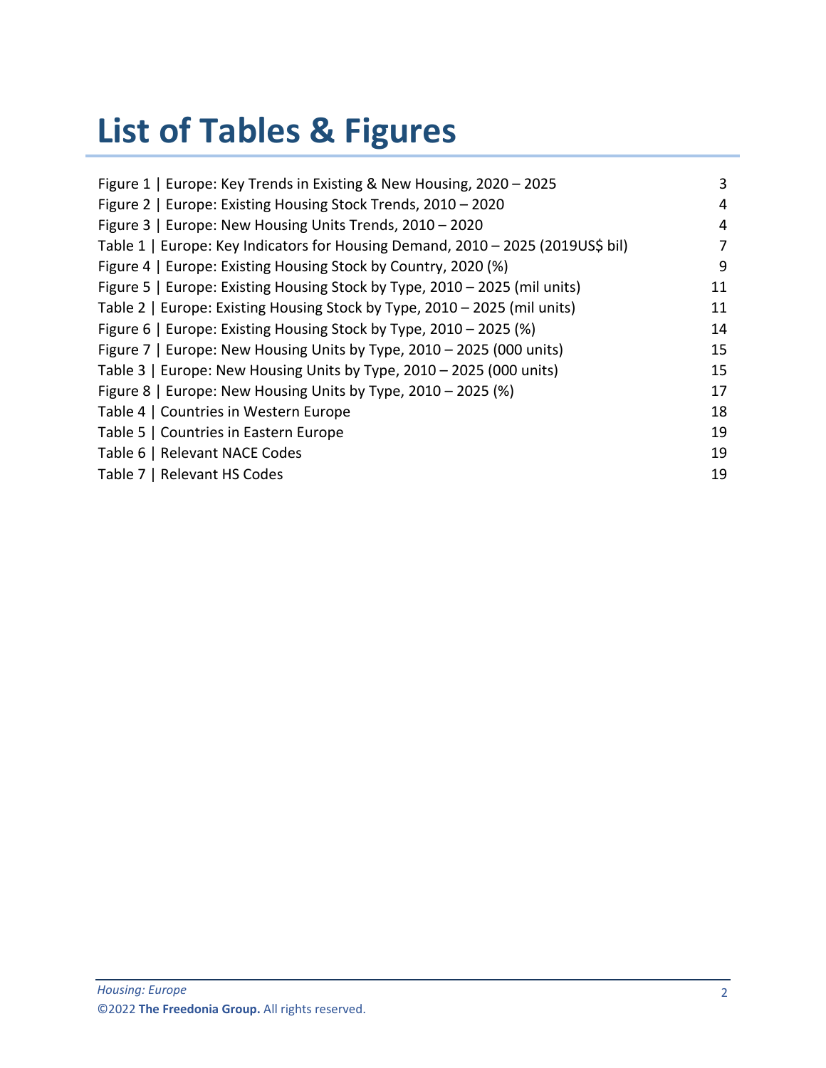# List of Tables & Figures

| | |
|---|---|
| Figure 1 \| Europe: Key Trends in Existing & New Housing, 2020 – 2025 | 3 |
| Figure 2 \| Europe: Existing Housing Stock Trends, 2010 – 2020 | 4 |
| Figure 3 \| Europe: New Housing Units Trends, 2010 – 2020 | 4 |
| Table 1 \| Europe: Key Indicators for Housing Demand, 2010 – 2025 (2019US$ bil) | 7 |
| Figure 4 \| Europe: Existing Housing Stock by Country, 2020 (%) | 9 |
| Figure 5 \| Europe: Existing Housing Stock by Type, 2010 – 2025 (mil units) | 11 |
| Table 2 \| Europe: Existing Housing Stock by Type, 2010 – 2025 (mil units) | 11 |
| Figure 6 \| Europe: Existing Housing Stock by Type, 2010 – 2025 (%) | 14 |
| Figure 7 \| Europe: New Housing Units by Type, 2010 – 2025 (000 units) | 15 |
| Table 3 \| Europe: New Housing Units by Type, 2010 – 2025 (000 units) | 15 |
| Figure 8 \| Europe: New Housing Units by Type, 2010 – 2025 (%) | 17 |
| Table 4 \| Countries in Western Europe | 18 |
| Table 5 \| Countries in Eastern Europe | 19 |
| Table 6 \| Relevant NACE Codes | 19 |
| Table 7 \| Relevant HS Codes | 19 |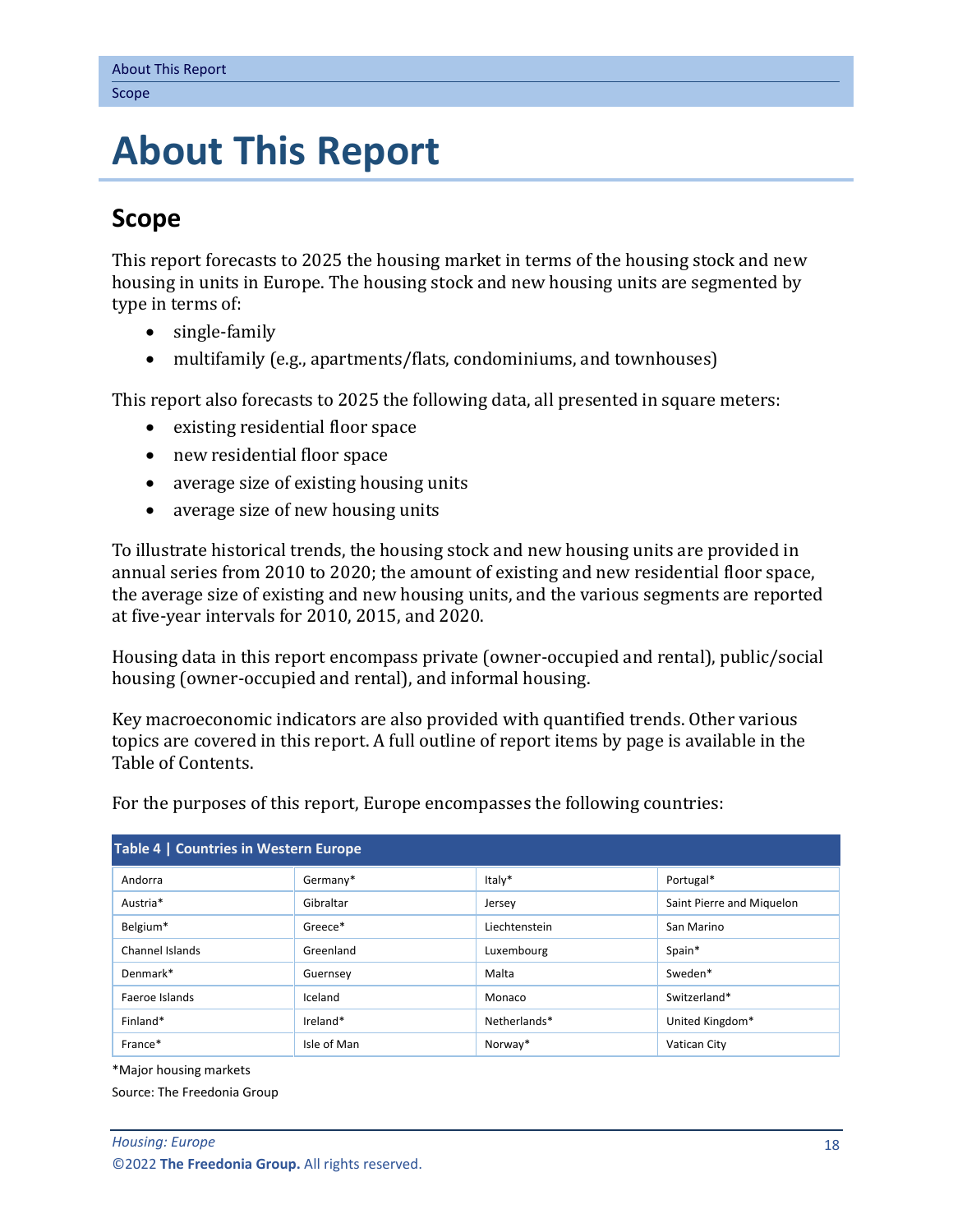# About This Report

## Scope

This report forecasts to 2025 the housing market in terms of the housing stock and new housing in units in Europe. The housing stock and new housing units are segmented by type in terms of:

- single-family
- multifamily (e.g., apartments/flats, condominiums, and townhouses)

This report also forecasts to 2025 the following data, all presented in square meters:

- existing residential floor space
- new residential floor space
- average size of existing housing units
- average size of new housing units

To illustrate historical trends, the housing stock and new housing units are provided in annual series from 2010 to 2020; the amount of existing and new residential floor space, the average size of existing and new housing units, and the various segments are reported at five-year intervals for 2010, 2015, and 2020.

Housing data in this report encompass private (owner-occupied and rental), public/social housing (owner-occupied and rental), and informal housing.

Key macroeconomic indicators are also provided with quantified trends. Other various topics are covered in this report. A full outline of report items by page is available in the Table of Contents.

For the purposes of this report, Europe encompasses the following countries:

**Table 4 | Countries in Western Europe**

| | | | |
|---|---|---|---|
| Andorra | Germany* | Italy* | Portugal* |
| Austria* | Gibraltar | Jersey | Saint Pierre and Miquelon |
| Belgium* | Greece* | Liechtenstein | San Marino |
| Channel Islands | Greenland | Luxembourg | Spain* |
| Denmark* | Guernsey | Malta | Sweden* |
| Faeroe Islands | Iceland | Monaco | Switzerland* |
| Finland* | Ireland* | Netherlands* | United Kingdom* |
| France* | Isle of Man | Norway* | Vatican City |

*Major housing markets

Source: The Freedonia Group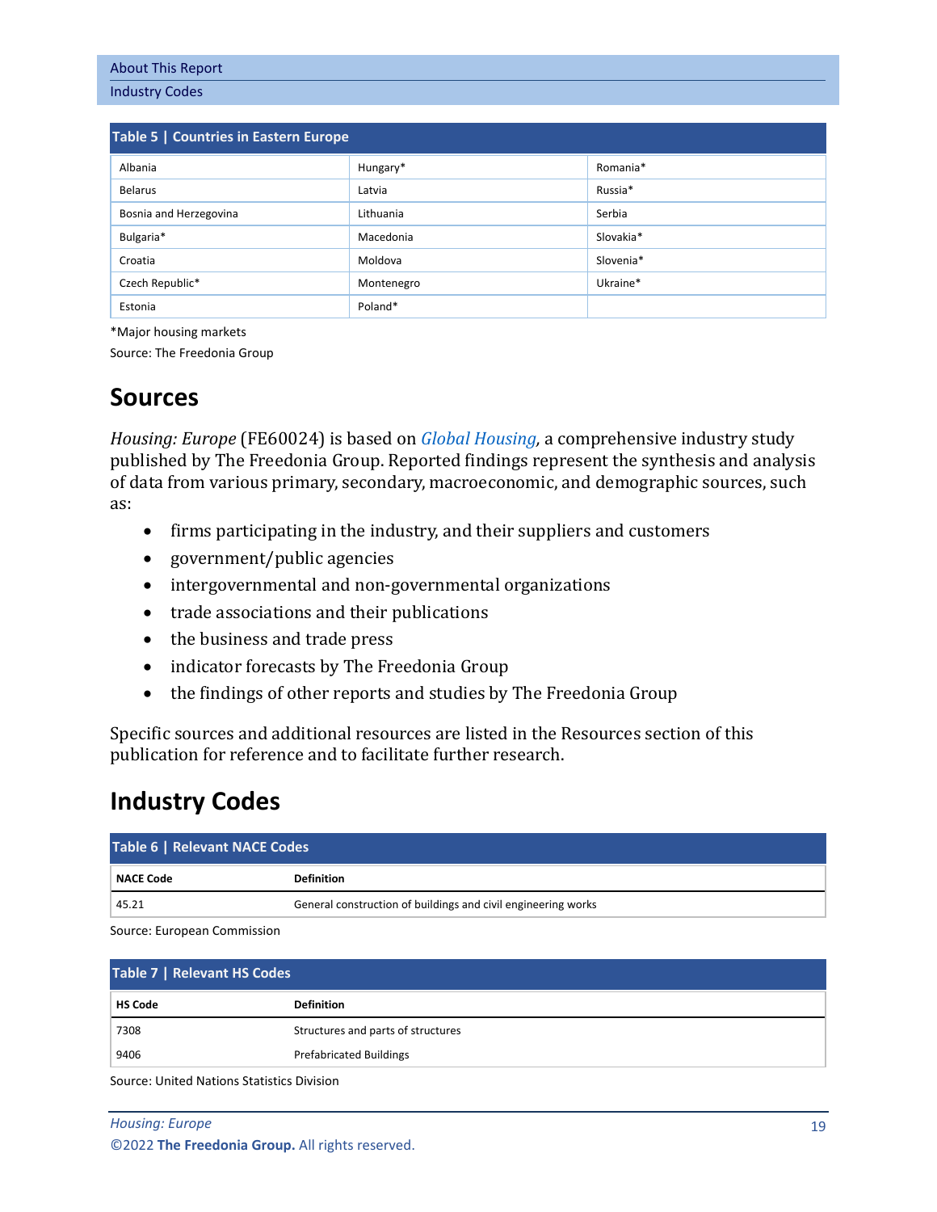**Table 5 | Countries in Eastern Europe**

| | | |
|---|---|---|
| Albania | Hungary* | Romania* |
| Belarus | Latvia | Russia* |
| Bosnia and Herzegovina | Lithuania | Serbia |
| Bulgaria* | Macedonia | Slovakia* |
| Croatia | Moldova | Slovenia* |
| Czech Republic* | Montenegro | Ukraine* |
| Estonia | Poland* | |

*Major housing markets

Source: The Freedonia Group

## Sources

*Housing: Europe* (FE60024) is based on *Global Housing*, a comprehensive industry study published by The Freedonia Group. Reported findings represent the synthesis and analysis of data from various primary, secondary, macroeconomic, and demographic sources, such as:

- firms participating in the industry, and their suppliers and customers
- government/public agencies
- intergovernmental and non-governmental organizations
- trade associations and their publications
- the business and trade press
- indicator forecasts by The Freedonia Group
- the findings of other reports and studies by The Freedonia Group

Specific sources and additional resources are listed in the Resources section of this publication for reference and to facilitate further research.

## Industry Codes

**Table 6 | Relevant NACE Codes**

| NACE Code | Definition |
|---|---|
| 45.21 | General construction of buildings and civil engineering works |

Source: European Commission

**Table 7 | Relevant HS Codes**

| HS Code | Definition |
|---|---|
| 7308 | Structures and parts of structures |
| 9406 | Prefabricated Buildings |

Source: United Nations Statistics Division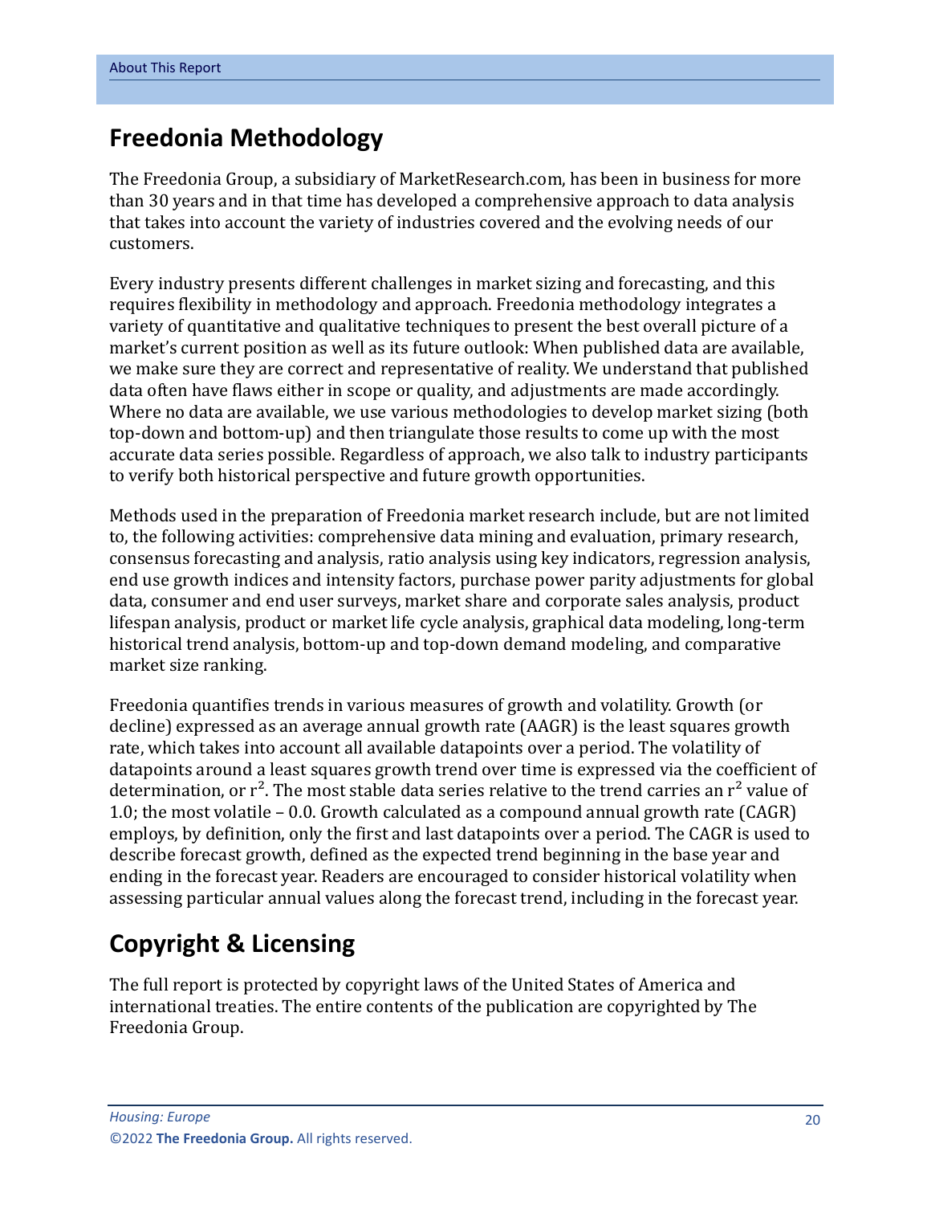## Freedonia Methodology

The Freedonia Group, a subsidiary of MarketResearch.com, has been in business for more than 30 years and in that time has developed a comprehensive approach to data analysis that takes into account the variety of industries covered and the evolving needs of our customers.

Every industry presents different challenges in market sizing and forecasting, and this requires flexibility in methodology and approach. Freedonia methodology integrates a variety of quantitative and qualitative techniques to present the best overall picture of a market's current position as well as its future outlook: When published data are available, we make sure they are correct and representative of reality. We understand that published data often have flaws either in scope or quality, and adjustments are made accordingly. Where no data are available, we use various methodologies to develop market sizing (both top-down and bottom-up) and then triangulate those results to come up with the most accurate data series possible. Regardless of approach, we also talk to industry participants to verify both historical perspective and future growth opportunities.

Methods used in the preparation of Freedonia market research include, but are not limited to, the following activities: comprehensive data mining and evaluation, primary research, consensus forecasting and analysis, ratio analysis using key indicators, regression analysis, end use growth indices and intensity factors, purchase power parity adjustments for global data, consumer and end user surveys, market share and corporate sales analysis, product lifespan analysis, product or market life cycle analysis, graphical data modeling, long-term historical trend analysis, bottom-up and top-down demand modeling, and comparative market size ranking.

Freedonia quantifies trends in various measures of growth and volatility. Growth (or decline) expressed as an average annual growth rate (AAGR) is the least squares growth rate, which takes into account all available datapoints over a period. The volatility of datapoints around a least squares growth trend over time is expressed via the coefficient of determination, or $r^2$. The most stable data series relative to the trend carries an $r^2$ value of 1.0; the most volatile – 0.0. Growth calculated as a compound annual growth rate (CAGR) employs, by definition, only the first and last datapoints over a period. The CAGR is used to describe forecast growth, defined as the expected trend beginning in the base year and ending in the forecast year. Readers are encouraged to consider historical volatility when assessing particular annual values along the forecast trend, including in the forecast year.

## Copyright & Licensing

The full report is protected by copyright laws of the United States of America and international treaties. The entire contents of the publication are copyrighted by The Freedonia Group.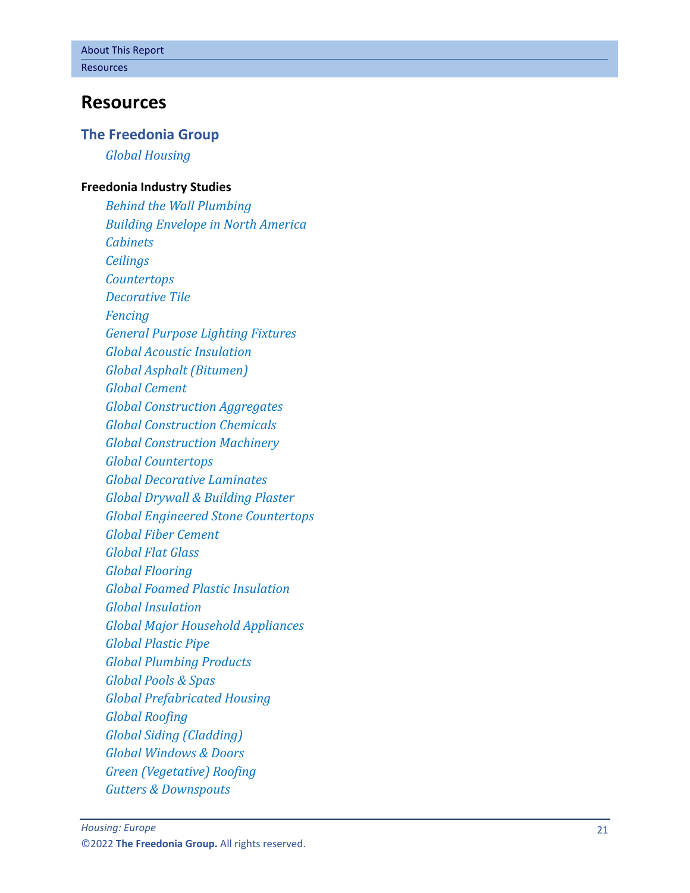# Resources

## The Freedonia Group

*Global Housing*

**Freedonia Industry Studies**

*Behind the Wall Plumbing*
*Building Envelope in North America*
*Cabinets*
*Ceilings*
*Countertops*
*Decorative Tile*
*Fencing*
*General Purpose Lighting Fixtures*
*Global Acoustic Insulation*
*Global Asphalt (Bitumen)*
*Global Cement*
*Global Construction Aggregates*
*Global Construction Chemicals*
*Global Construction Machinery*
*Global Countertops*
*Global Decorative Laminates*
*Global Drywall & Building Plaster*
*Global Engineered Stone Countertops*
*Global Fiber Cement*
*Global Flat Glass*
*Global Flooring*
*Global Foamed Plastic Insulation*
*Global Insulation*
*Global Major Household Appliances*
*Global Plastic Pipe*
*Global Plumbing Products*
*Global Pools & Spas*
*Global Prefabricated Housing*
*Global Roofing*
*Global Siding (Cladding)*
*Global Windows & Doors*
*Green (Vegetative) Roofing*
*Gutters & Downspouts*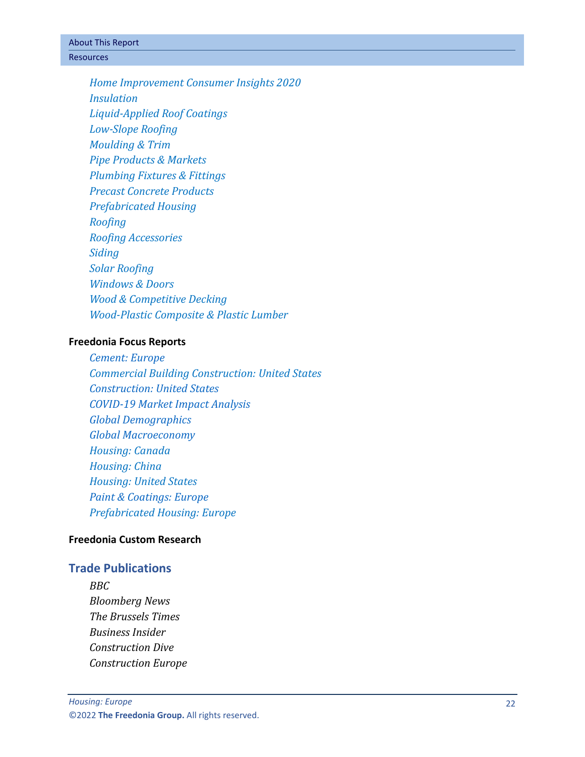*Home Improvement Consumer Insights 2020*
*Insulation*
*Liquid-Applied Roof Coatings*
*Low-Slope Roofing*
*Moulding & Trim*
*Pipe Products & Markets*
*Plumbing Fixtures & Fittings*
*Precast Concrete Products*
*Prefabricated Housing*
*Roofing*
*Roofing Accessories*
*Siding*
*Solar Roofing*
*Windows & Doors*
*Wood & Competitive Decking*
*Wood-Plastic Composite & Plastic Lumber*

**Freedonia Focus Reports**

*Cement: Europe*
*Commercial Building Construction: United States*
*Construction: United States*
*COVID-19 Market Impact Analysis*
*Global Demographics*
*Global Macroeconomy*
*Housing: Canada*
*Housing: China*
*Housing: United States*
*Paint & Coatings: Europe*
*Prefabricated Housing: Europe*

**Freedonia Custom Research**

## Trade Publications

*BBC*
*Bloomberg News*
*The Brussels Times*
*Business Insider*
*Construction Dive*
*Construction Europe*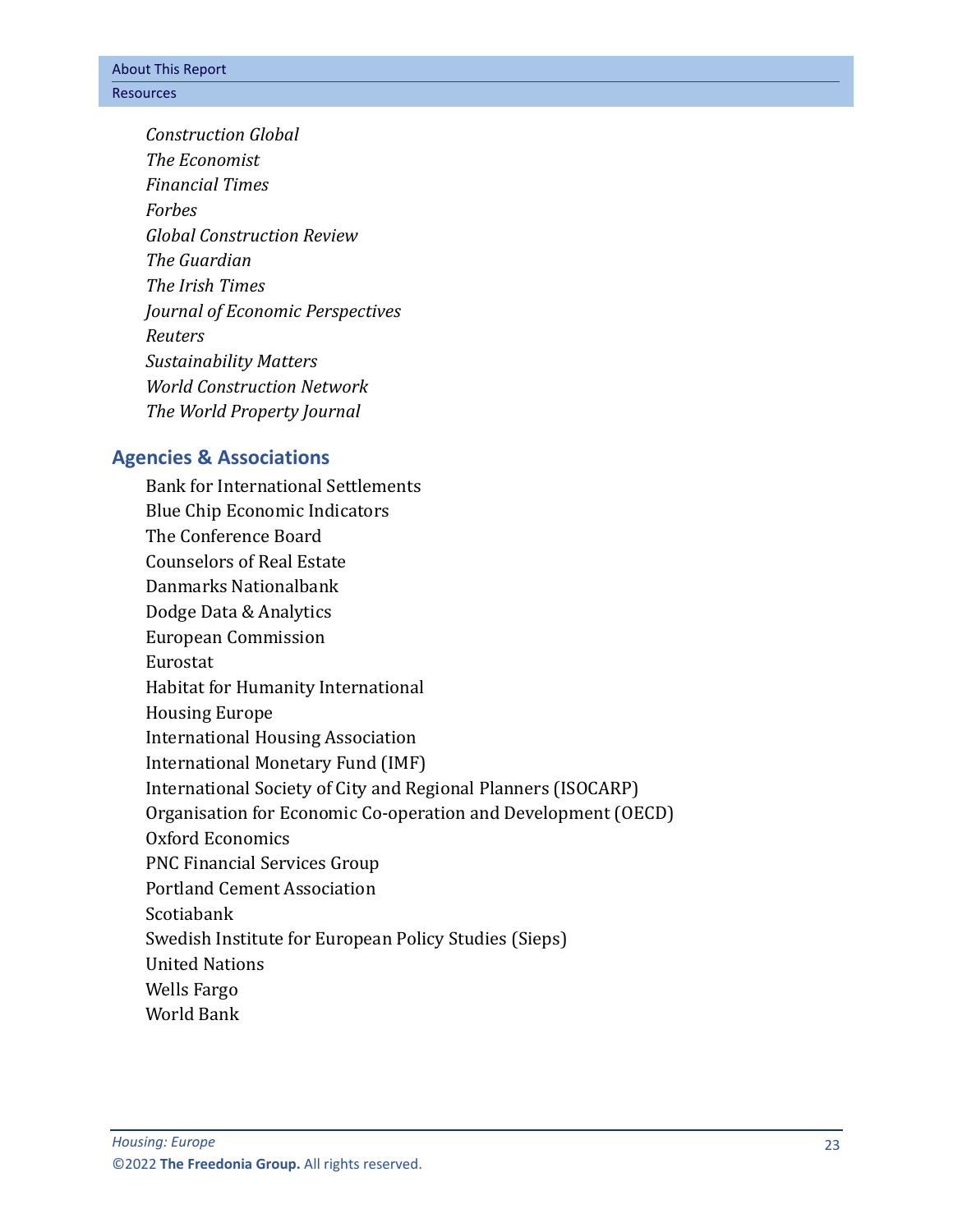*Construction Global*
*The Economist*
*Financial Times*
*Forbes*
*Global Construction Review*
*The Guardian*
*The Irish Times*
*Journal of Economic Perspectives*
*Reuters*
*Sustainability Matters*
*World Construction Network*
*The World Property Journal*

## Agencies & Associations

Bank for International Settlements
Blue Chip Economic Indicators
The Conference Board
Counselors of Real Estate
Danmarks Nationalbank
Dodge Data & Analytics
European Commission
Eurostat
Habitat for Humanity International
Housing Europe
International Housing Association
International Monetary Fund (IMF)
International Society of City and Regional Planners (ISOCARP)
Organisation for Economic Co-operation and Development (OECD)
Oxford Economics
PNC Financial Services Group
Portland Cement Association
Scotiabank
Swedish Institute for European Policy Studies (Sieps)
United Nations
Wells Fargo
World Bank